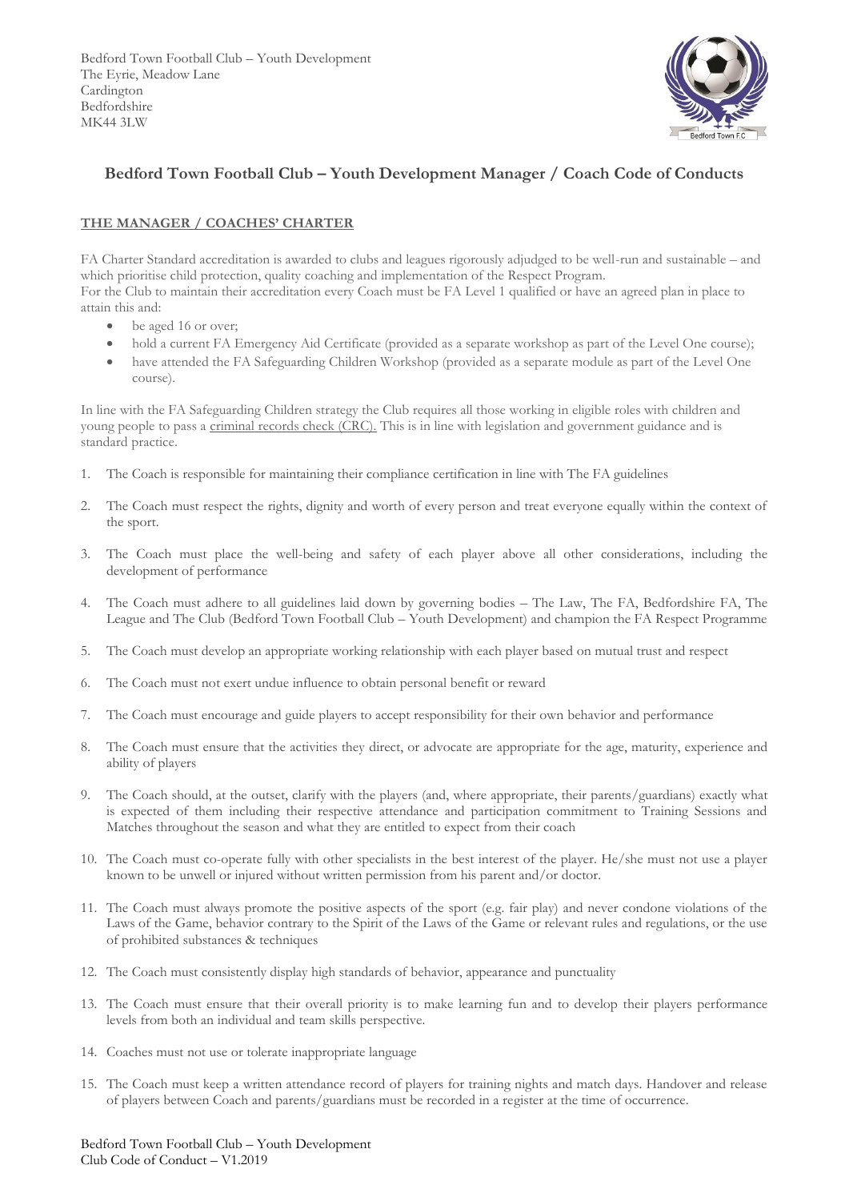Bedford Town Football Club – Youth Development
The Eyrie, Meadow Lane
Cardington
Bedfordshire
MK44 3LW

## Bedford Town Football Club – Youth Development Manager / Coach Code of Conducts

### THE MANAGER / COACHES' CHARTER

FA Charter Standard accreditation is awarded to clubs and leagues rigorously adjudged to be well-run and sustainable – and which prioritise child protection, quality coaching and implementation of the Respect Program.
For the Club to maintain their accreditation every Coach must be FA Level 1 qualified or have an agreed plan in place to attain this and:

- be aged 16 or over;
- hold a current FA Emergency Aid Certificate (provided as a separate workshop as part of the Level One course);
- have attended the FA Safeguarding Children Workshop (provided as a separate module as part of the Level One course).

In line with the FA Safeguarding Children strategy the Club requires all those working in eligible roles with children and young people to pass a criminal records check (CRC). This is in line with legislation and government guidance and is standard practice.

1. The Coach is responsible for maintaining their compliance certification in line with The FA guidelines
2. The Coach must respect the rights, dignity and worth of every person and treat everyone equally within the context of the sport.
3. The Coach must place the well-being and safety of each player above all other considerations, including the development of performance
4. The Coach must adhere to all guidelines laid down by governing bodies – The Law, The FA, Bedfordshire FA, The League and The Club (Bedford Town Football Club – Youth Development) and champion the FA Respect Programme
5. The Coach must develop an appropriate working relationship with each player based on mutual trust and respect
6. The Coach must not exert undue influence to obtain personal benefit or reward
7. The Coach must encourage and guide players to accept responsibility for their own behavior and performance
8. The Coach must ensure that the activities they direct, or advocate are appropriate for the age, maturity, experience and ability of players
9. The Coach should, at the outset, clarify with the players (and, where appropriate, their parents/guardians) exactly what is expected of them including their respective attendance and participation commitment to Training Sessions and Matches throughout the season and what they are entitled to expect from their coach
10. The Coach must co-operate fully with other specialists in the best interest of the player. He/she must not use a player known to be unwell or injured without written permission from his parent and/or doctor.
11. The Coach must always promote the positive aspects of the sport (e.g. fair play) and never condone violations of the Laws of the Game, behavior contrary to the Spirit of the Laws of the Game or relevant rules and regulations, or the use of prohibited substances & techniques
12. The Coach must consistently display high standards of behavior, appearance and punctuality
13. The Coach must ensure that their overall priority is to make learning fun and to develop their players performance levels from both an individual and team skills perspective.
14. Coaches must not use or tolerate inappropriate language
15. The Coach must keep a written attendance record of players for training nights and match days. Handover and release of players between Coach and parents/guardians must be recorded in a register at the time of occurrence.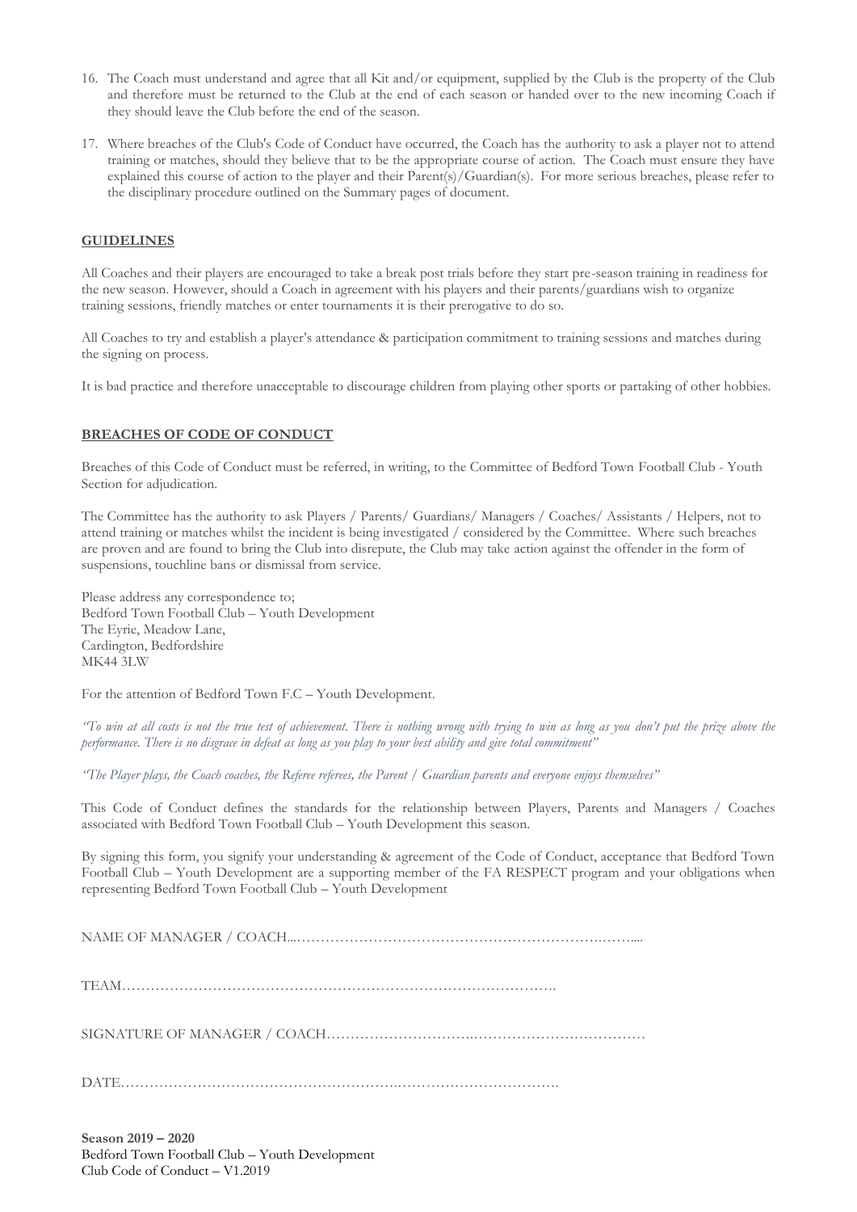16. The Coach must understand and agree that all Kit and/or equipment, supplied by the Club is the property of the Club and therefore must be returned to the Club at the end of each season or handed over to the new incoming Coach if they should leave the Club before the end of the season.

17. Where breaches of the Club's Code of Conduct have occurred, the Coach has the authority to ask a player not to attend training or matches, should they believe that to be the appropriate course of action. The Coach must ensure they have explained this course of action to the player and their Parent(s)/Guardian(s). For more serious breaches, please refer to the disciplinary procedure outlined on the Summary pages of document.

## GUIDELINES

All Coaches and their players are encouraged to take a break post trials before they start pre-season training in readiness for the new season. However, should a Coach in agreement with his players and their parents/guardians wish to organize training sessions, friendly matches or enter tournaments it is their prerogative to do so.

All Coaches to try and establish a player's attendance & participation commitment to training sessions and matches during the signing on process.

It is bad practice and therefore unacceptable to discourage children from playing other sports or partaking of other hobbies.

## BREACHES OF CODE OF CONDUCT

Breaches of this Code of Conduct must be referred, in writing, to the Committee of Bedford Town Football Club - Youth Section for adjudication.

The Committee has the authority to ask Players / Parents/ Guardians/ Managers / Coaches/ Assistants / Helpers, not to attend training or matches whilst the incident is being investigated / considered by the Committee. Where such breaches are proven and are found to bring the Club into disrepute, the Club may take action against the offender in the form of suspensions, touchline bans or dismissal from service.

Please address any correspondence to;
Bedford Town Football Club – Youth Development
The Eyrie, Meadow Lane,
Cardington, Bedfordshire
MK44 3LW

For the attention of Bedford Town F.C – Youth Development.

*"To win at all costs is not the true test of achievement. There is nothing wrong with trying to win as long as you don't put the prize above the performance. There is no disgrace in defeat as long as you play to your best ability and give total commitment"*

*"The Player plays, the Coach coaches, the Referee referees, the Parent / Guardian parents and everyone enjoys themselves"*

This Code of Conduct defines the standards for the relationship between Players, Parents and Managers / Coaches associated with Bedford Town Football Club – Youth Development this season.

By signing this form, you signify your understanding & agreement of the Code of Conduct, acceptance that Bedford Town Football Club – Youth Development are a supporting member of the FA RESPECT program and your obligations when representing Bedford Town Football Club – Youth Development

NAME OF MANAGER / COACH.................................................................................

TEAM.......................................................................................

SIGNATURE OF MANAGER / COACH.................................................................

DATE.......................................................................................

**Season 2019 – 2020**
Bedford Town Football Club – Youth Development
Club Code of Conduct – V1.2019